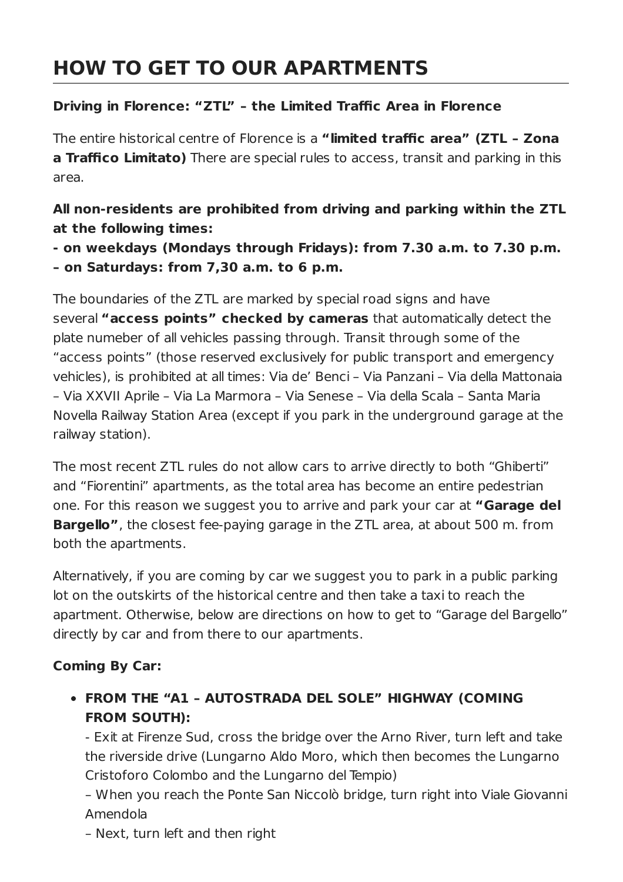# HOW TO GET TO OUR APARTMENTS

**Driving in Florence: "ZTL" – the Limited Traffic Area in Florence**

The entire historical centre of Florence is a **"limited traffic area" (ZTL – Zona a Traffico Limitato)** There are special rules to access, transit and parking in this area.

**All non-residents are prohibited from driving and parking within the ZTL at the following times:**
**- on weekdays (Mondays through Fridays): from 7.30 a.m. to 7.30 p.m.**
**– on Saturdays: from 7,30 a.m. to 6 p.m.**

The boundaries of the ZTL are marked by special road signs and have several **"access points" checked by cameras** that automatically detect the plate numeber of all vehicles passing through. Transit through some of the "access points" (those reserved exclusively for public transport and emergency vehicles), is prohibited at all times: Via de' Benci – Via Panzani – Via della Mattonaia – Via XXVII Aprile – Via La Marmora – Via Senese – Via della Scala – Santa Maria Novella Railway Station Area (except if you park in the underground garage at the railway station).

The most recent ZTL rules do not allow cars to arrive directly to both "Ghiberti" and "Fiorentini" apartments, as the total area has become an entire pedestrian one. For this reason we suggest you to arrive and park your car at **"Garage del Bargello"**, the closest fee-paying garage in the ZTL area, at about 500 m. from both the apartments.

Alternatively, if you are coming by car we suggest you to park in a public parking lot on the outskirts of the historical centre and then take a taxi to reach the apartment. Otherwise, below are directions on how to get to "Garage del Bargello" directly by car and from there to our apartments.

**Coming By Car:**

- **FROM THE "A1 – AUTOSTRADA DEL SOLE" HIGHWAY (COMING FROM SOUTH):**
  - Exit at Firenze Sud, cross the bridge over the Arno River, turn left and take the riverside drive (Lungarno Aldo Moro, which then becomes the Lungarno Cristoforo Colombo and the Lungarno del Tempio)
  – When you reach the Ponte San Niccolò bridge, turn right into Viale Giovanni Amendola
  – Next, turn left and then right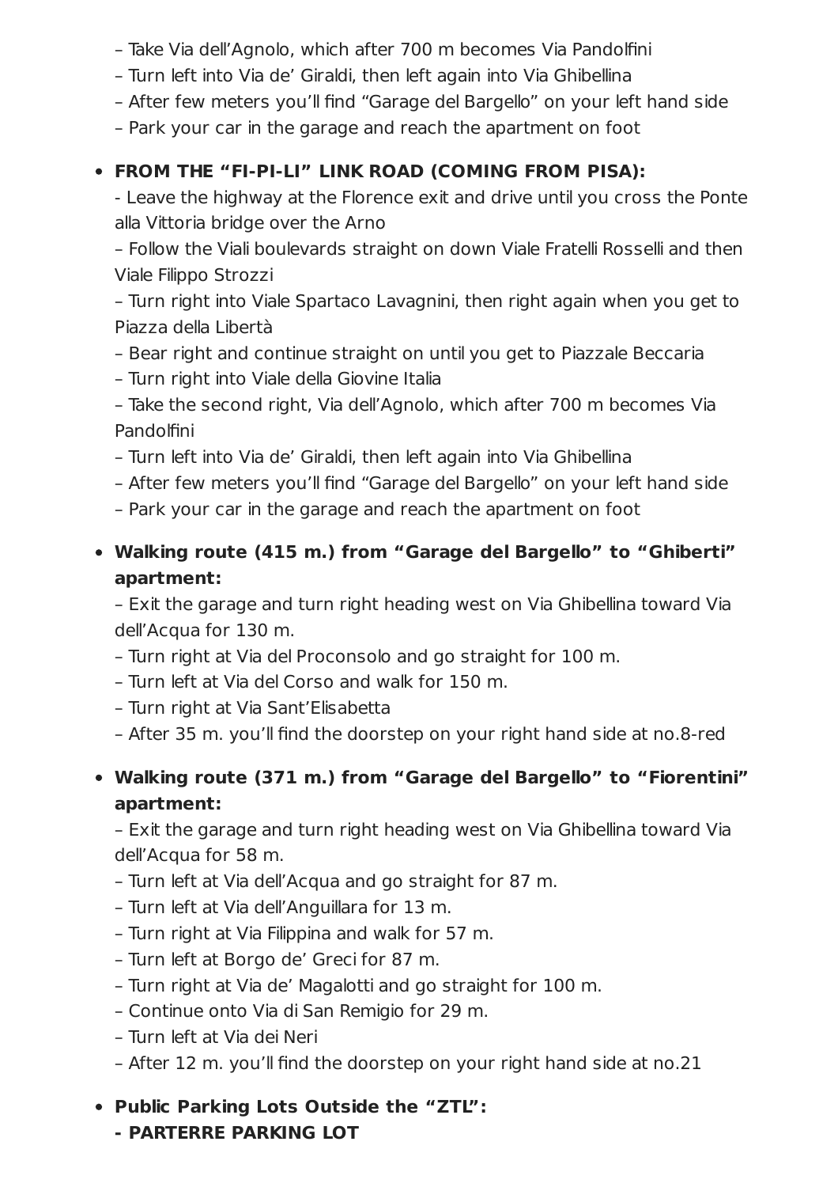– Take Via dell'Agnolo, which after 700 m becomes Via Pandolfini
– Turn left into Via de' Giraldi, then left again into Via Ghibellina
– After few meters you'll find "Garage del Bargello" on your left hand side
– Park your car in the garage and reach the apartment on foot

- **FROM THE "FI-PI-LI" LINK ROAD (COMING FROM PISA):**
  - Leave the highway at the Florence exit and drive until you cross the Ponte alla Vittoria bridge over the Arno
  – Follow the Viali boulevards straight on down Viale Fratelli Rosselli and then Viale Filippo Strozzi
  – Turn right into Viale Spartaco Lavagnini, then right again when you get to Piazza della Libertà
  – Bear right and continue straight on until you get to Piazzale Beccaria
  – Turn right into Viale della Giovine Italia
  – Take the second right, Via dell'Agnolo, which after 700 m becomes Via Pandolfini
  – Turn left into Via de' Giraldi, then left again into Via Ghibellina
  – After few meters you'll find "Garage del Bargello" on your left hand side
  – Park your car in the garage and reach the apartment on foot

- **Walking route (415 m.) from "Garage del Bargello" to "Ghiberti" apartment:**
  – Exit the garage and turn right heading west on Via Ghibellina toward Via dell'Acqua for 130 m.
  – Turn right at Via del Proconsolo and go straight for 100 m.
  – Turn left at Via del Corso and walk for 150 m.
  – Turn right at Via Sant'Elisabetta
  – After 35 m. you'll find the doorstep on your right hand side at no.8-red

- **Walking route (371 m.) from "Garage del Bargello" to "Fiorentini" apartment:**
  – Exit the garage and turn right heading west on Via Ghibellina toward Via dell'Acqua for 58 m.
  – Turn left at Via dell'Acqua and go straight for 87 m.
  – Turn left at Via dell'Anguillara for 13 m.
  – Turn right at Via Filippina and walk for 57 m.
  – Turn left at Borgo de' Greci for 87 m.
  – Turn right at Via de' Magalotti and go straight for 100 m.
  – Continue onto Via di San Remigio for 29 m.
  – Turn left at Via dei Neri
  – After 12 m. you'll find the doorstep on your right hand side at no.21

- **Public Parking Lots Outside the "ZTL":**
  **- PARTERRE PARKING LOT**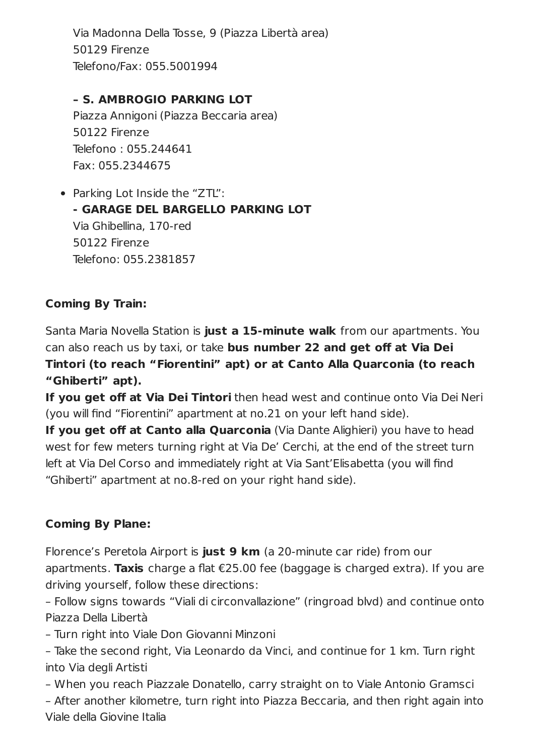Via Madonna Della Tosse, 9 (Piazza Libertà area)
50129 Firenze
Telefono/Fax: 055.5001994

**– S. AMBROGIO PARKING LOT**
Piazza Annigoni (Piazza Beccaria area)
50122 Firenze
Telefono : 055.244641
Fax: 055.2344675

- Parking Lot Inside the "ZTL":
  **- GARAGE DEL BARGELLO PARKING LOT**
  Via Ghibellina, 170-red
  50122 Firenze
  Telefono: 055.2381857

**Coming By Train:**

Santa Maria Novella Station is **just a 15-minute walk** from our apartments. You can also reach us by taxi, or take **bus number 22 and get off at Via Dei Tintori (to reach "Fiorentini" apt) or at Canto Alla Quarconia (to reach "Ghiberti" apt).**
**If you get off at Via Dei Tintori** then head west and continue onto Via Dei Neri (you will find "Fiorentini" apartment at no.21 on your left hand side).
**If you get off at Canto alla Quarconia** (Via Dante Alighieri) you have to head west for few meters turning right at Via De' Cerchi, at the end of the street turn left at Via Del Corso and immediately right at Via Sant'Elisabetta (you will find "Ghiberti" apartment at no.8-red on your right hand side).

**Coming By Plane:**

Florence's Peretola Airport is **just 9 km** (a 20-minute car ride) from our apartments. **Taxis** charge a flat €25.00 fee (baggage is charged extra). If you are driving yourself, follow these directions:
– Follow signs towards "Viali di circonvallazione" (ringroad blvd) and continue onto Piazza Della Libertà
– Turn right into Viale Don Giovanni Minzoni
– Take the second right, Via Leonardo da Vinci, and continue for 1 km. Turn right into Via degli Artisti
– When you reach Piazzale Donatello, carry straight on to Viale Antonio Gramsci
– After another kilometre, turn right into Piazza Beccaria, and then right again into Viale della Giovine Italia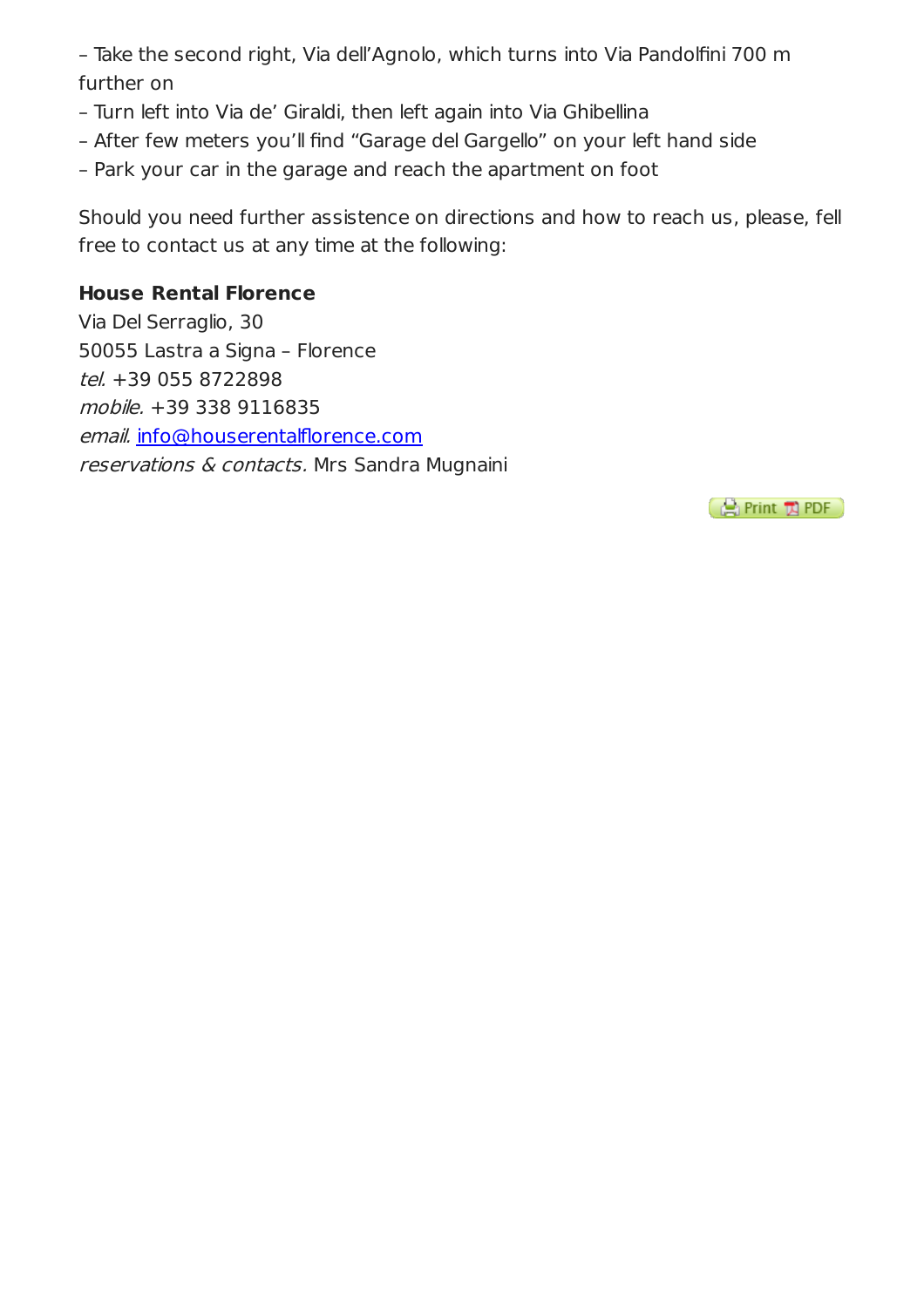– Take the second right, Via dell'Agnolo, which turns into Via Pandolfini 700 m further on
– Turn left into Via de' Giraldi, then left again into Via Ghibellina
– After few meters you'll find "Garage del Gargello" on your left hand side
– Park your car in the garage and reach the apartment on foot

Should you need further assistence on directions and how to reach us, please, fell free to contact us at any time at the following:

**House Rental Florence**
Via Del Serraglio, 30
50055 Lastra a Signa – Florence
*tel.* +39 055 8722898
*mobile.* +39 338 9116835
*email.* info@houserentalflorence.com
*reservations & contacts.* Mrs Sandra Mugnaini

Print PDF